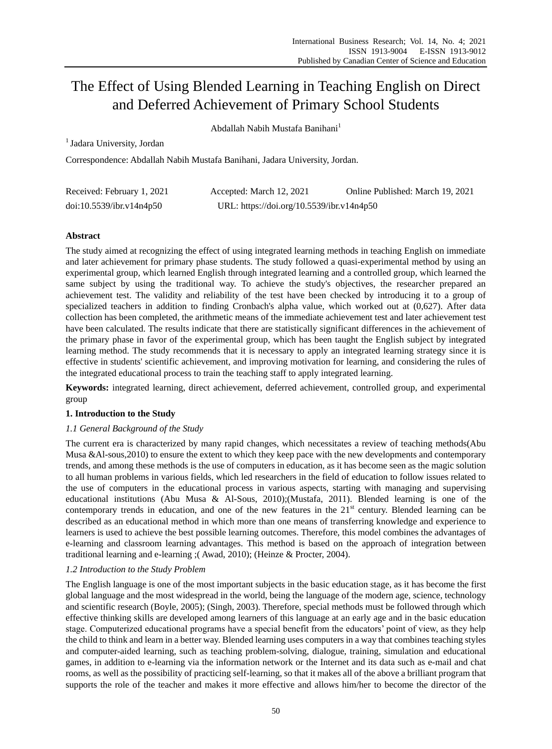# The Effect of Using Blended Learning in Teaching English on Direct and Deferred Achievement of Primary School Students

Abdallah Nabih Mustafa Banihani[1]

[1] Jadara University, Jordan

Correspondence: Abdallah Nabih Mustafa Banihani, Jadara University, Jordan.

Received: February 1, 2021 Accepted: March 12, 2021 Online Published: March 19, 2021

doi:10.5539/ibr.v14n4p50 URL: https://doi.org/10.5539/ibr.v14n4p50

## Abstract

The study aimed at recognizing the effect of using integrated learning methods in teaching English on immediate and later achievement for primary phase students. The study followed a quasi-experimental method by using an experimental group, which learned English through integrated learning and a controlled group, which learned the same subject by using the traditional way. To achieve the study's objectives, the researcher prepared an achievement test. The validity and reliability of the test have been checked by introducing it to a group of specialized teachers in addition to finding Cronbach's alpha value, which worked out at (0,627). After data collection has been completed, the arithmetic means of the immediate achievement test and later achievement test have been calculated. The results indicate that there are statistically significant differences in the achievement of the primary phase in favor of the experimental group, which has been taught the English subject by integrated learning method. The study recommends that it is necessary to apply an integrated learning strategy since it is effective in students' scientific achievement, and improving motivation for learning, and considering the rules of the integrated educational process to train the teaching staff to apply integrated learning.

**Keywords:** integrated learning, direct achievement, deferred achievement, controlled group, and experimental group

## 1. Introduction to the Study

### *1.1 General Background of the Study*

The current era is characterized by many rapid changes, which necessitates a review of teaching methods(Abu Musa &Al-sous,2010) to ensure the extent to which they keep pace with the new developments and contemporary trends, and among these methods is the use of computers in education, as it has become seen as the magic solution to all human problems in various fields, which led researchers in the field of education to follow issues related to the use of computers in the educational process in various aspects, starting with managing and supervising educational institutions (Abu Musa & Al-Sous, 2010);(Mustafa, 2011). Blended learning is one of the contemporary trends in education, and one of the new features in the 21st century. Blended learning can be described as an educational method in which more than one means of transferring knowledge and experience to learners is used to achieve the best possible learning outcomes. Therefore, this model combines the advantages of e-learning and classroom learning advantages. This method is based on the approach of integration between traditional learning and e-learning ;( Awad, 2010); (Heinze & Procter, 2004).

### *1.2 Introduction to the Study Problem*

The English language is one of the most important subjects in the basic education stage, as it has become the first global language and the most widespread in the world, being the language of the modern age, science, technology and scientific research (Boyle, 2005); (Singh, 2003). Therefore, special methods must be followed through which effective thinking skills are developed among learners of this language at an early age and in the basic education stage. Computerized educational programs have a special benefit from the educators' point of view, as they help the child to think and learn in a better way. Blended learning uses computers in a way that combines teaching styles and computer-aided learning, such as teaching problem-solving, dialogue, training, simulation and educational games, in addition to e-learning via the information network or the Internet and its data such as e-mail and chat rooms, as well as the possibility of practicing self-learning, so that it makes all of the above a brilliant program that supports the role of the teacher and makes it more effective and allows him/her to become the director of the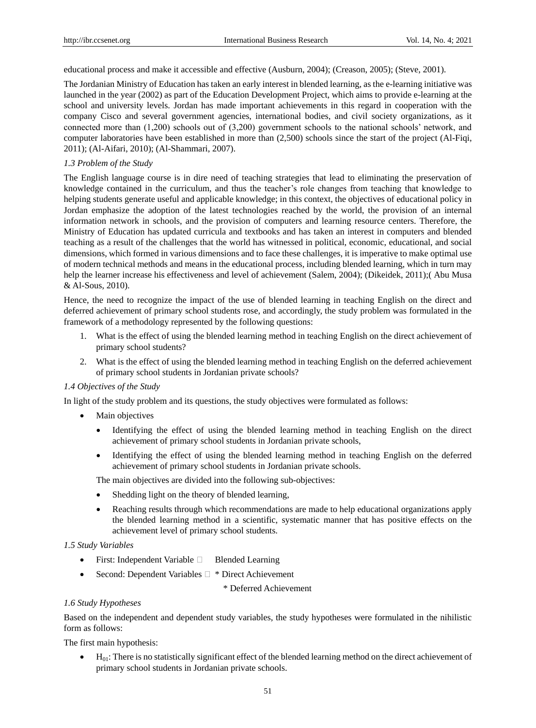educational process and make it accessible and effective (Ausburn, 2004); (Creason, 2005); (Steve, 2001).

The Jordanian Ministry of Education has taken an early interest in blended learning, as the e-learning initiative was launched in the year (2002) as part of the Education Development Project, which aims to provide e-learning at the school and university levels. Jordan has made important achievements in this regard in cooperation with the company Cisco and several government agencies, international bodies, and civil society organizations, as it connected more than (1,200) schools out of (3,200) government schools to the national schools' network, and computer laboratories have been established in more than (2,500) schools since the start of the project (Al-Fiqi, 2011); (Al-Aifari, 2010); (Al-Shammari, 2007).

### *1.3 Problem of the Study*

The English language course is in dire need of teaching strategies that lead to eliminating the preservation of knowledge contained in the curriculum, and thus the teacher's role changes from teaching that knowledge to helping students generate useful and applicable knowledge; in this context, the objectives of educational policy in Jordan emphasize the adoption of the latest technologies reached by the world, the provision of an internal information network in schools, and the provision of computers and learning resource centers. Therefore, the Ministry of Education has updated curricula and textbooks and has taken an interest in computers and blended teaching as a result of the challenges that the world has witnessed in political, economic, educational, and social dimensions, which formed in various dimensions and to face these challenges, it is imperative to make optimal use of modern technical methods and means in the educational process, including blended learning, which in turn may help the learner increase his effectiveness and level of achievement (Salem, 2004); (Dikeidek, 2011);( Abu Musa & Al-Sous, 2010).

Hence, the need to recognize the impact of the use of blended learning in teaching English on the direct and deferred achievement of primary school students rose, and accordingly, the study problem was formulated in the framework of a methodology represented by the following questions:

1. What is the effect of using the blended learning method in teaching English on the direct achievement of primary school students?
2. What is the effect of using the blended learning method in teaching English on the deferred achievement of primary school students in Jordanian private schools?

### *1.4 Objectives of the Study*

In light of the study problem and its questions, the study objectives were formulated as follows:

- Main objectives
  - Identifying the effect of using the blended learning method in teaching English on the direct achievement of primary school students in Jordanian private schools,
  - Identifying the effect of using the blended learning method in teaching English on the deferred achievement of primary school students in Jordanian private schools.

  The main objectives are divided into the following sub-objectives:

  - Shedding light on the theory of blended learning,
  - Reaching results through which recommendations are made to help educational organizations apply the blended learning method in a scientific, systematic manner that has positive effects on the achievement level of primary school students.

### *1.5 Study Variables*

- First: Independent Variable  Blended Learning
- Second: Dependent Variables  * Direct Achievement

  * Deferred Achievement

### *1.6 Study Hypotheses*

Based on the independent and dependent study variables, the study hypotheses were formulated in the nihilistic form as follows:

The first main hypothesis:

- $H_{01}$: There is no statistically significant effect of the blended learning method on the direct achievement of primary school students in Jordanian private schools.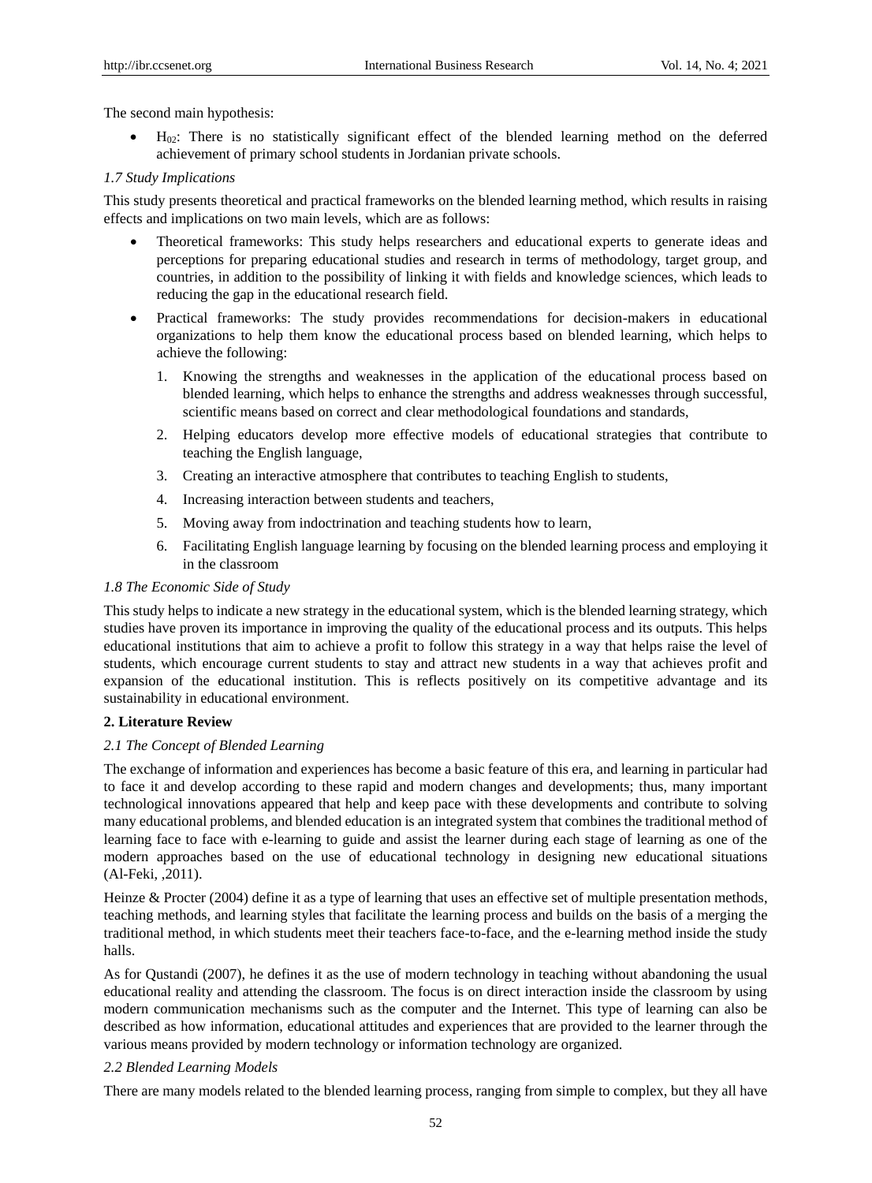The second main hypothesis:

- $H_{02}$: There is no statistically significant effect of the blended learning method on the deferred achievement of primary school students in Jordanian private schools.

*1.7 Study Implications*

This study presents theoretical and practical frameworks on the blended learning method, which results in raising effects and implications on two main levels, which are as follows:

- Theoretical frameworks: This study helps researchers and educational experts to generate ideas and perceptions for preparing educational studies and research in terms of methodology, target group, and countries, in addition to the possibility of linking it with fields and knowledge sciences, which leads to reducing the gap in the educational research field.
- Practical frameworks: The study provides recommendations for decision-makers in educational organizations to help them know the educational process based on blended learning, which helps to achieve the following:
  1. Knowing the strengths and weaknesses in the application of the educational process based on blended learning, which helps to enhance the strengths and address weaknesses through successful, scientific means based on correct and clear methodological foundations and standards,
  2. Helping educators develop more effective models of educational strategies that contribute to teaching the English language,
  3. Creating an interactive atmosphere that contributes to teaching English to students,
  4. Increasing interaction between students and teachers,
  5. Moving away from indoctrination and teaching students how to learn,
  6. Facilitating English language learning by focusing on the blended learning process and employing it in the classroom

*1.8 The Economic Side of Study*

This study helps to indicate a new strategy in the educational system, which is the blended learning strategy, which studies have proven its importance in improving the quality of the educational process and its outputs. This helps educational institutions that aim to achieve a profit to follow this strategy in a way that helps raise the level of students, which encourage current students to stay and attract new students in a way that achieves profit and expansion of the educational institution. This is reflects positively on its competitive advantage and its sustainability in educational environment.

## 2. Literature Review

*2.1 The Concept of Blended Learning*

The exchange of information and experiences has become a basic feature of this era, and learning in particular had to face it and develop according to these rapid and modern changes and developments; thus, many important technological innovations appeared that help and keep pace with these developments and contribute to solving many educational problems, and blended education is an integrated system that combines the traditional method of learning face to face with e-learning to guide and assist the learner during each stage of learning as one of the modern approaches based on the use of educational technology in designing new educational situations (Al-Feki, ,2011).

Heinze & Procter (2004) define it as a type of learning that uses an effective set of multiple presentation methods, teaching methods, and learning styles that facilitate the learning process and builds on the basis of a merging the traditional method, in which students meet their teachers face-to-face, and the e-learning method inside the study halls.

As for Qustandi (2007), he defines it as the use of modern technology in teaching without abandoning the usual educational reality and attending the classroom. The focus is on direct interaction inside the classroom by using modern communication mechanisms such as the computer and the Internet. This type of learning can also be described as how information, educational attitudes and experiences that are provided to the learner through the various means provided by modern technology or information technology are organized.

*2.2 Blended Learning Models*

There are many models related to the blended learning process, ranging from simple to complex, but they all have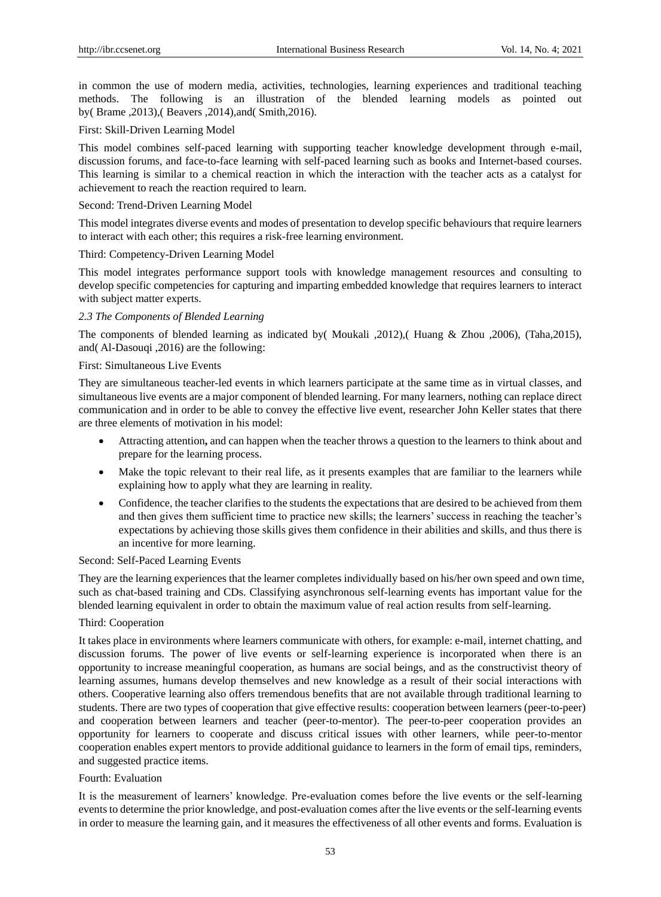in common the use of modern media, activities, technologies, learning experiences and traditional teaching methods. The following is an illustration of the blended learning models as pointed out by( Brame ,2013),( Beavers ,2014),and( Smith,2016).

First: Skill-Driven Learning Model

This model combines self-paced learning with supporting teacher knowledge development through e-mail, discussion forums, and face-to-face learning with self-paced learning such as books and Internet-based courses. This learning is similar to a chemical reaction in which the interaction with the teacher acts as a catalyst for achievement to reach the reaction required to learn.

Second: Trend-Driven Learning Model

This model integrates diverse events and modes of presentation to develop specific behaviours that require learners to interact with each other; this requires a risk-free learning environment.

Third: Competency-Driven Learning Model

This model integrates performance support tools with knowledge management resources and consulting to develop specific competencies for capturing and imparting embedded knowledge that requires learners to interact with subject matter experts.

### *2.3 The Components of Blended Learning*

The components of blended learning as indicated by( Moukali ,2012),( Huang & Zhou ,2006), (Taha,2015), and( Al-Dasouqi ,2016) are the following:

First: Simultaneous Live Events

They are simultaneous teacher-led events in which learners participate at the same time as in virtual classes, and simultaneous live events are a major component of blended learning. For many learners, nothing can replace direct communication and in order to be able to convey the effective live event, researcher John Keller states that there are three elements of motivation in his model:

- Attracting attention**,** and can happen when the teacher throws a question to the learners to think about and prepare for the learning process.
- Make the topic relevant to their real life, as it presents examples that are familiar to the learners while explaining how to apply what they are learning in reality.
- Confidence, the teacher clarifies to the students the expectations that are desired to be achieved from them and then gives them sufficient time to practice new skills; the learners' success in reaching the teacher's expectations by achieving those skills gives them confidence in their abilities and skills, and thus there is an incentive for more learning.

Second: Self-Paced Learning Events

They are the learning experiences that the learner completes individually based on his/her own speed and own time, such as chat-based training and CDs. Classifying asynchronous self-learning events has important value for the blended learning equivalent in order to obtain the maximum value of real action results from self-learning.

Third: Cooperation

It takes place in environments where learners communicate with others, for example: e-mail, internet chatting, and discussion forums. The power of live events or self-learning experience is incorporated when there is an opportunity to increase meaningful cooperation, as humans are social beings, and as the constructivist theory of learning assumes, humans develop themselves and new knowledge as a result of their social interactions with others. Cooperative learning also offers tremendous benefits that are not available through traditional learning to students. There are two types of cooperation that give effective results: cooperation between learners (peer-to-peer) and cooperation between learners and teacher (peer-to-mentor). The peer-to-peer cooperation provides an opportunity for learners to cooperate and discuss critical issues with other learners, while peer-to-mentor cooperation enables expert mentors to provide additional guidance to learners in the form of email tips, reminders, and suggested practice items.

Fourth: Evaluation

It is the measurement of learners' knowledge. Pre-evaluation comes before the live events or the self-learning events to determine the prior knowledge, and post-evaluation comes after the live events or the self-learning events in order to measure the learning gain, and it measures the effectiveness of all other events and forms. Evaluation is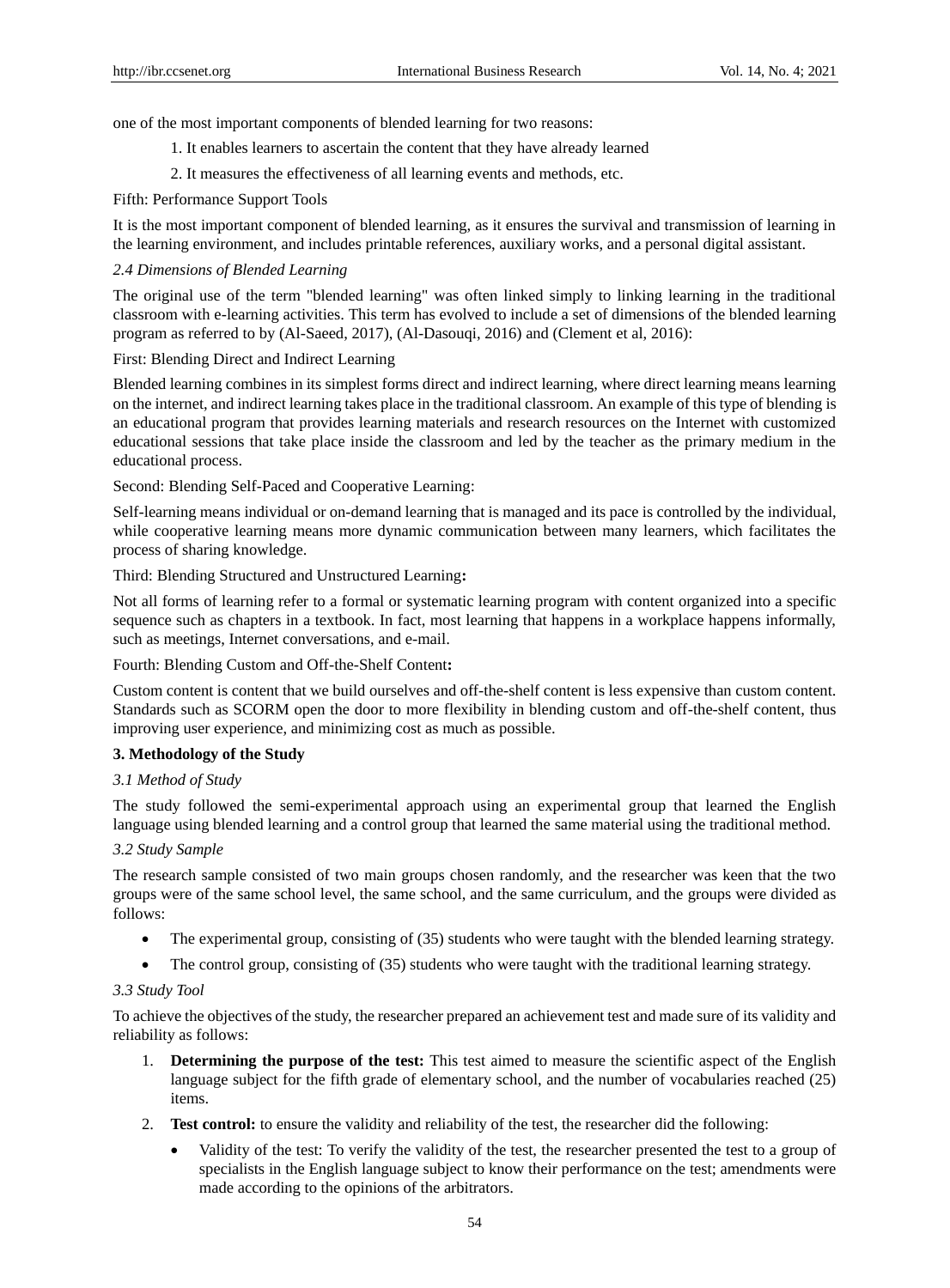one of the most important components of blended learning for two reasons:

1. It enables learners to ascertain the content that they have already learned
2. It measures the effectiveness of all learning events and methods, etc.

Fifth: Performance Support Tools

It is the most important component of blended learning, as it ensures the survival and transmission of learning in the learning environment, and includes printable references, auxiliary works, and a personal digital assistant.

### *2.4 Dimensions of Blended Learning*

The original use of the term "blended learning" was often linked simply to linking learning in the traditional classroom with e-learning activities. This term has evolved to include a set of dimensions of the blended learning program as referred to by (Al-Saeed, 2017), (Al-Dasouqi, 2016) and (Clement et al, 2016):

First: Blending Direct and Indirect Learning

Blended learning combines in its simplest forms direct and indirect learning, where direct learning means learning on the internet, and indirect learning takes place in the traditional classroom. An example of this type of blending is an educational program that provides learning materials and research resources on the Internet with customized educational sessions that take place inside the classroom and led by the teacher as the primary medium in the educational process.

Second: Blending Self-Paced and Cooperative Learning:

Self-learning means individual or on-demand learning that is managed and its pace is controlled by the individual, while cooperative learning means more dynamic communication between many learners, which facilitates the process of sharing knowledge.

Third: Blending Structured and Unstructured Learning**:**

Not all forms of learning refer to a formal or systematic learning program with content organized into a specific sequence such as chapters in a textbook. In fact, most learning that happens in a workplace happens informally, such as meetings, Internet conversations, and e-mail.

Fourth: Blending Custom and Off-the-Shelf Content**:**

Custom content is content that we build ourselves and off-the-shelf content is less expensive than custom content. Standards such as SCORM open the door to more flexibility in blending custom and off-the-shelf content, thus improving user experience, and minimizing cost as much as possible.

## 3. Methodology of the Study

### *3.1 Method of Study*

The study followed the semi-experimental approach using an experimental group that learned the English language using blended learning and a control group that learned the same material using the traditional method.

### *3.2 Study Sample*

The research sample consisted of two main groups chosen randomly, and the researcher was keen that the two groups were of the same school level, the same school, and the same curriculum, and the groups were divided as follows:

- The experimental group, consisting of (35) students who were taught with the blended learning strategy.
- The control group, consisting of (35) students who were taught with the traditional learning strategy.

### *3.3 Study Tool*

To achieve the objectives of the study, the researcher prepared an achievement test and made sure of its validity and reliability as follows:

1. **Determining the purpose of the test:** This test aimed to measure the scientific aspect of the English language subject for the fifth grade of elementary school, and the number of vocabularies reached (25) items.
2. **Test control:** to ensure the validity and reliability of the test, the researcher did the following:
   - Validity of the test: To verify the validity of the test, the researcher presented the test to a group of specialists in the English language subject to know their performance on the test; amendments were made according to the opinions of the arbitrators.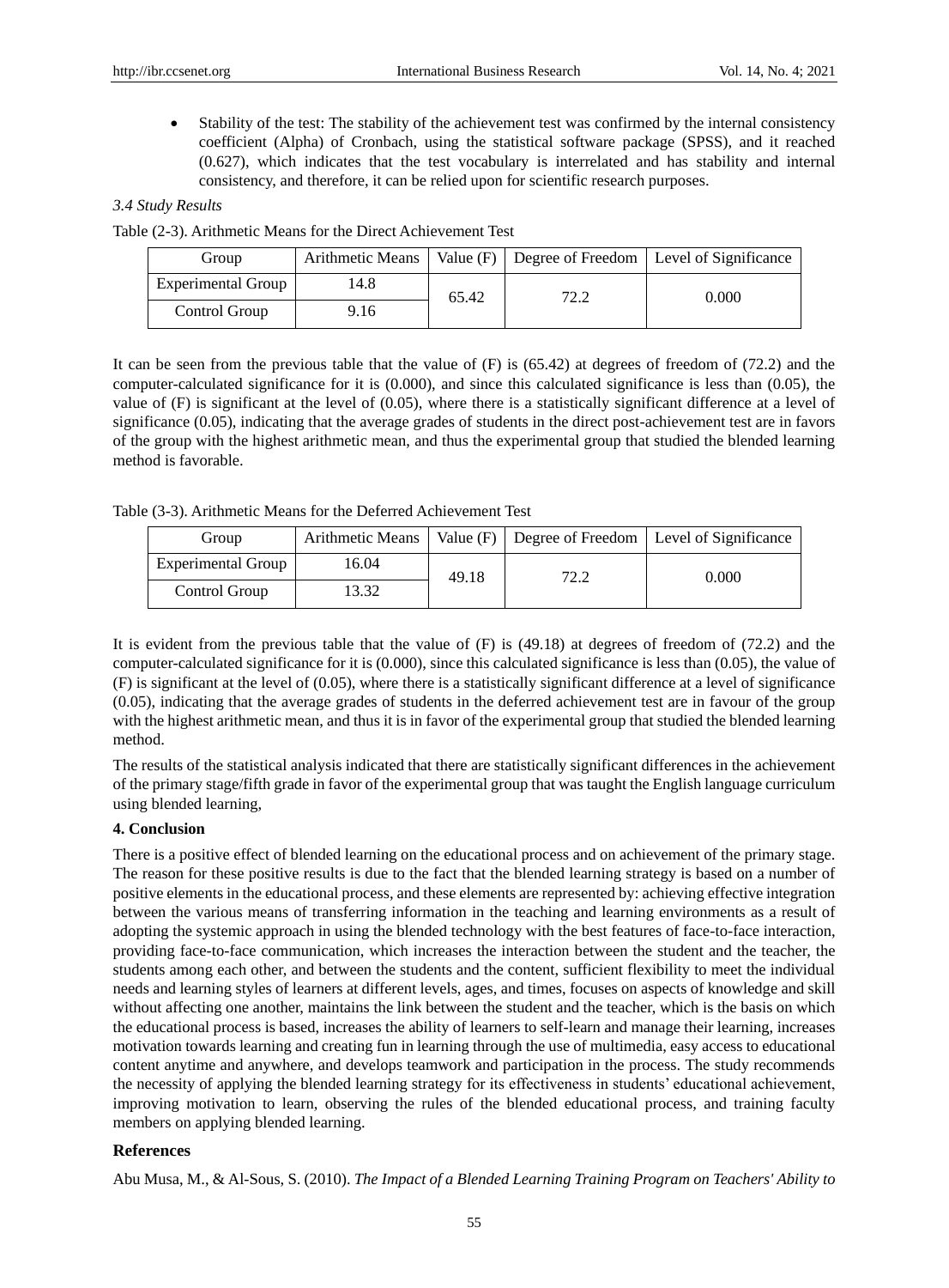- Stability of the test: The stability of the achievement test was confirmed by the internal consistency coefficient (Alpha) of Cronbach, using the statistical software package (SPSS), and it reached (0.627), which indicates that the test vocabulary is interrelated and has stability and internal consistency, and therefore, it can be relied upon for scientific research purposes.

### *3.4 Study Results*

Table (2-3). Arithmetic Means for the Direct Achievement Test

| Group | Arithmetic Means | Value (F) | Degree of Freedom | Level of Significance |
|---|---|---|---|---|
| Experimental Group | 14.8 | 65.42 | 72.2 | 0.000 |
| Control Group | 9.16 | | | |

It can be seen from the previous table that the value of (F) is (65.42) at degrees of freedom of (72.2) and the computer-calculated significance for it is (0.000), and since this calculated significance is less than (0.05), the value of (F) is significant at the level of (0.05), where there is a statistically significant difference at a level of significance (0.05), indicating that the average grades of students in the direct post-achievement test are in favors of the group with the highest arithmetic mean, and thus the experimental group that studied the blended learning method is favorable.

Table (3-3). Arithmetic Means for the Deferred Achievement Test

| Group | Arithmetic Means | Value (F) | Degree of Freedom | Level of Significance |
|---|---|---|---|---|
| Experimental Group | 16.04 | 49.18 | 72.2 | 0.000 |
| Control Group | 13.32 | | | |

It is evident from the previous table that the value of (F) is (49.18) at degrees of freedom of (72.2) and the computer-calculated significance for it is (0.000), since this calculated significance is less than (0.05), the value of (F) is significant at the level of (0.05), where there is a statistically significant difference at a level of significance (0.05), indicating that the average grades of students in the deferred achievement test are in favour of the group with the highest arithmetic mean, and thus it is in favor of the experimental group that studied the blended learning method.

The results of the statistical analysis indicated that there are statistically significant differences in the achievement of the primary stage/fifth grade in favor of the experimental group that was taught the English language curriculum using blended learning,

## 4. Conclusion

There is a positive effect of blended learning on the educational process and on achievement of the primary stage. The reason for these positive results is due to the fact that the blended learning strategy is based on a number of positive elements in the educational process, and these elements are represented by: achieving effective integration between the various means of transferring information in the teaching and learning environments as a result of adopting the systemic approach in using the blended technology with the best features of face-to-face interaction, providing face-to-face communication, which increases the interaction between the student and the teacher, the students among each other, and between the students and the content, sufficient flexibility to meet the individual needs and learning styles of learners at different levels, ages, and times, focuses on aspects of knowledge and skill without affecting one another, maintains the link between the student and the teacher, which is the basis on which the educational process is based, increases the ability of learners to self-learn and manage their learning, increases motivation towards learning and creating fun in learning through the use of multimedia, easy access to educational content anytime and anywhere, and develops teamwork and participation in the process. The study recommends the necessity of applying the blended learning strategy for its effectiveness in students' educational achievement, improving motivation to learn, observing the rules of the blended educational process, and training faculty members on applying blended learning.

## References

Abu Musa, M., & Al-Sous, S. (2010). *The Impact of a Blended Learning Training Program on Teachers' Ability to*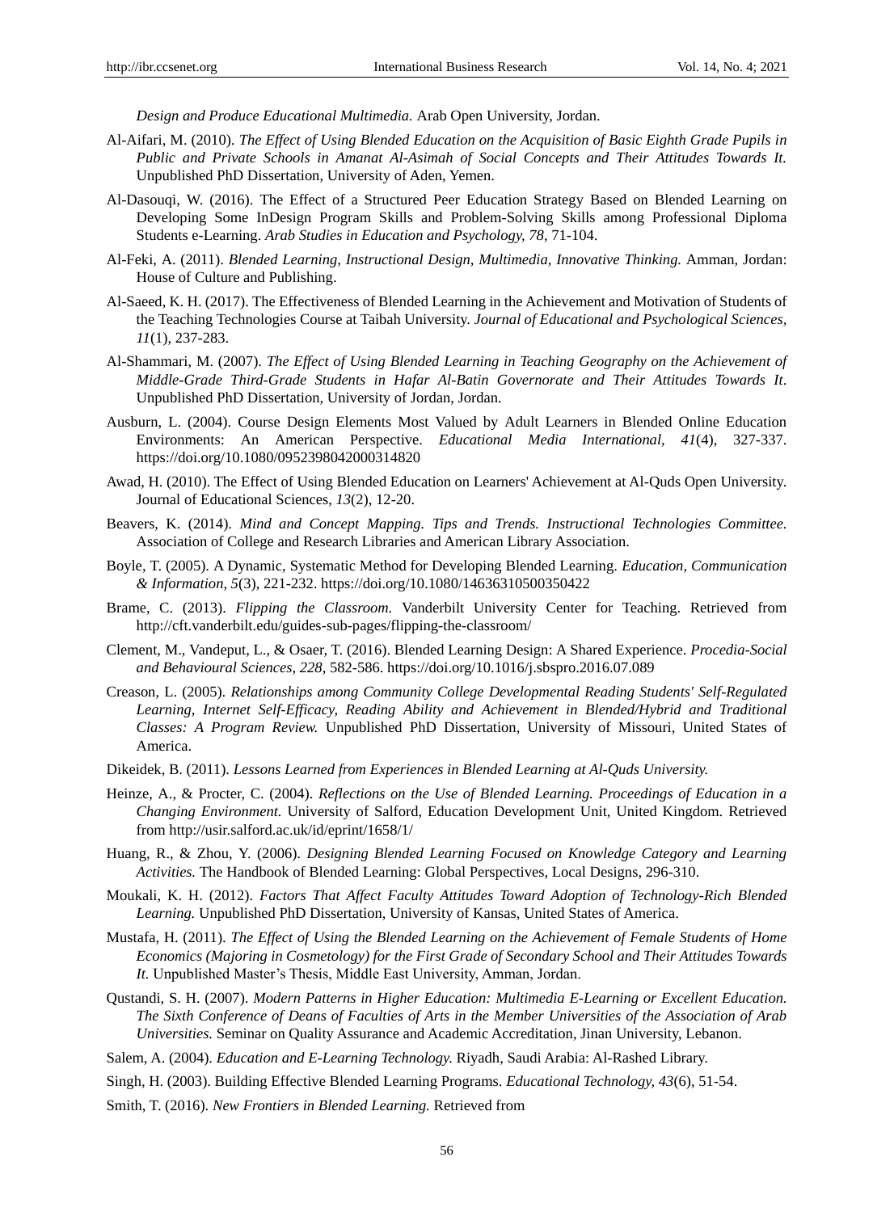*Design and Produce Educational Multimedia.* Arab Open University, Jordan.

Al-Aifari, M. (2010). *The Effect of Using Blended Education on the Acquisition of Basic Eighth Grade Pupils in Public and Private Schools in Amanat Al-Asimah of Social Concepts and Their Attitudes Towards It.* Unpublished PhD Dissertation, University of Aden, Yemen.

Al-Dasouqi, W. (2016). The Effect of a Structured Peer Education Strategy Based on Blended Learning on Developing Some InDesign Program Skills and Problem-Solving Skills among Professional Diploma Students e-Learning. *Arab Studies in Education and Psychology, 78*, 71-104.

Al-Feki, A. (2011). *Blended Learning, Instructional Design, Multimedia, Innovative Thinking.* Amman, Jordan: House of Culture and Publishing.

Al-Saeed, K. H. (2017). The Effectiveness of Blended Learning in the Achievement and Motivation of Students of the Teaching Technologies Course at Taibah University. *Journal of Educational and Psychological Sciences, 11*(1), 237-283.

Al-Shammari, M. (2007). *The Effect of Using Blended Learning in Teaching Geography on the Achievement of Middle-Grade Third-Grade Students in Hafar Al-Batin Governorate and Their Attitudes Towards It.* Unpublished PhD Dissertation, University of Jordan, Jordan.

Ausburn, L. (2004). Course Design Elements Most Valued by Adult Learners in Blended Online Education Environments: An American Perspective. *Educational Media International, 41*(4), 327-337. https://doi.org/10.1080/0952398042000314820

Awad, H. (2010). The Effect of Using Blended Education on Learners' Achievement at Al-Quds Open University. Journal of Educational Sciences, *13*(2), 12-20.

Beavers, K. (2014). *Mind and Concept Mapping. Tips and Trends. Instructional Technologies Committee.* Association of College and Research Libraries and American Library Association.

Boyle, T. (2005). A Dynamic, Systematic Method for Developing Blended Learning. *Education, Communication & Information, 5*(3), 221-232. https://doi.org/10.1080/14636310500350422

Brame, C. (2013). *Flipping the Classroom.* Vanderbilt University Center for Teaching. Retrieved from http://cft.vanderbilt.edu/guides-sub-pages/flipping-the-classroom/

Clement, M., Vandeput, L., & Osaer, T. (2016). Blended Learning Design: A Shared Experience. *Procedia-Social and Behavioural Sciences, 228*, 582-586. https://doi.org/10.1016/j.sbspro.2016.07.089

Creason, L. (2005). *Relationships among Community College Developmental Reading Students' Self-Regulated Learning, Internet Self-Efficacy, Reading Ability and Achievement in Blended/Hybrid and Traditional Classes: A Program Review.* Unpublished PhD Dissertation, University of Missouri, United States of America.

Dikeidek, B. (2011). *Lessons Learned from Experiences in Blended Learning at Al-Quds University.*

Heinze, A., & Procter, C. (2004). *Reflections on the Use of Blended Learning. Proceedings of Education in a Changing Environment.* University of Salford, Education Development Unit, United Kingdom. Retrieved from http://usir.salford.ac.uk/id/eprint/1658/1/

Huang, R., & Zhou, Y. (2006). *Designing Blended Learning Focused on Knowledge Category and Learning Activities.* The Handbook of Blended Learning: Global Perspectives, Local Designs, 296-310.

Moukali, K. H. (2012). *Factors That Affect Faculty Attitudes Toward Adoption of Technology-Rich Blended Learning.* Unpublished PhD Dissertation, University of Kansas, United States of America.

Mustafa, H. (2011). *The Effect of Using the Blended Learning on the Achievement of Female Students of Home Economics (Majoring in Cosmetology) for the First Grade of Secondary School and Their Attitudes Towards It.* Unpublished Master's Thesis, Middle East University, Amman, Jordan.

Qustandi, S. H. (2007). *Modern Patterns in Higher Education: Multimedia E-Learning or Excellent Education. The Sixth Conference of Deans of Faculties of Arts in the Member Universities of the Association of Arab Universities.* Seminar on Quality Assurance and Academic Accreditation, Jinan University, Lebanon.

Salem, A. (2004). *Education and E-Learning Technology.* Riyadh, Saudi Arabia: Al-Rashed Library.

Singh, H. (2003). Building Effective Blended Learning Programs. *Educational Technology, 43*(6), 51-54.

Smith, T. (2016). *New Frontiers in Blended Learning.* Retrieved from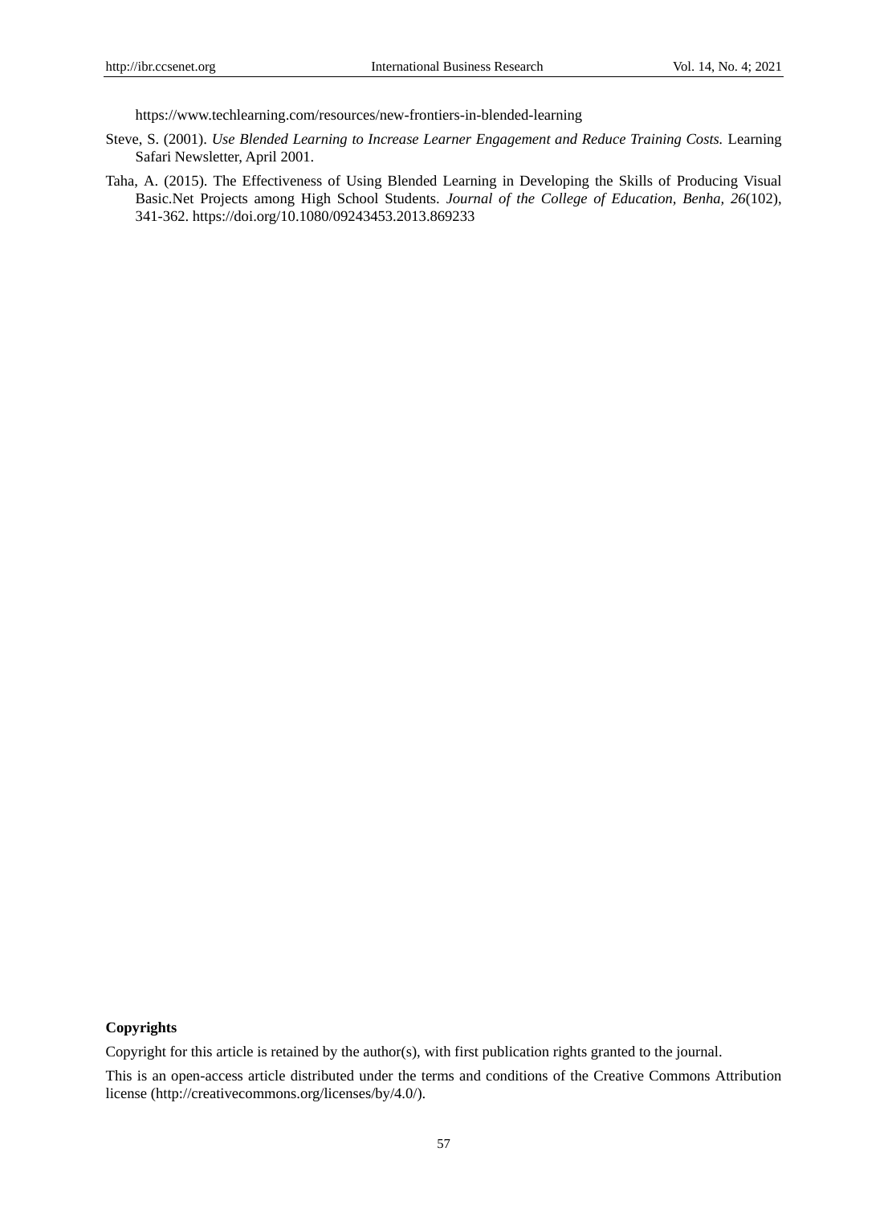https://www.techlearning.com/resources/new-frontiers-in-blended-learning

Steve, S. (2001). *Use Blended Learning to Increase Learner Engagement and Reduce Training Costs.* Learning Safari Newsletter, April 2001.

Taha, A. (2015). The Effectiveness of Using Blended Learning in Developing the Skills of Producing Visual Basic.Net Projects among High School Students. *Journal of the College of Education, Benha, 26*(102), 341-362. https://doi.org/10.1080/09243453.2013.869233

**Copyrights**

Copyright for this article is retained by the author(s), with first publication rights granted to the journal.

This is an open-access article distributed under the terms and conditions of the Creative Commons Attribution license (http://creativecommons.org/licenses/by/4.0/).